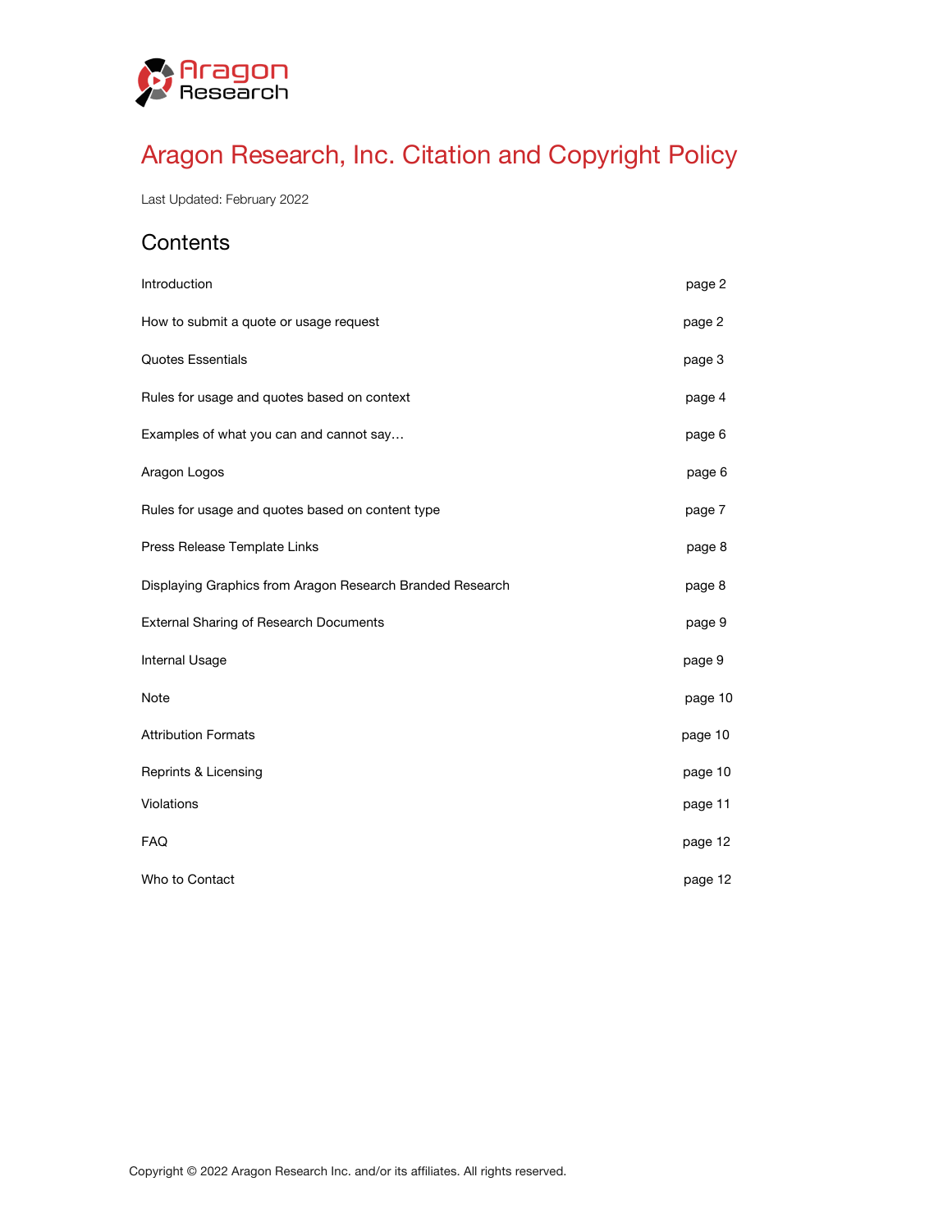Aragon Research

# Aragon Research, Inc. Citation and Copyright Policy

Last Updated: February 2022

## Contents

| | |
|---|---|
| Introduction | page 2 |
| How to submit a quote or usage request | page 2 |
| Quotes Essentials | page 3 |
| Rules for usage and quotes based on context | page 4 |
| Examples of what you can and cannot say… | page 6 |
| Aragon Logos | page 6 |
| Rules for usage and quotes based on content type | page 7 |
| Press Release Template Links | page 8 |
| Displaying Graphics from Aragon Research Branded Research | page 8 |
| External Sharing of Research Documents | page 9 |
| Internal Usage | page 9 |
| Note | page 10 |
| Attribution Formats | page 10 |
| Reprints & Licensing | page 10 |
| Violations | page 11 |
| FAQ | page 12 |
| Who to Contact | page 12 |

Copyright © 2022 Aragon Research Inc. and/or its affiliates. All rights reserved.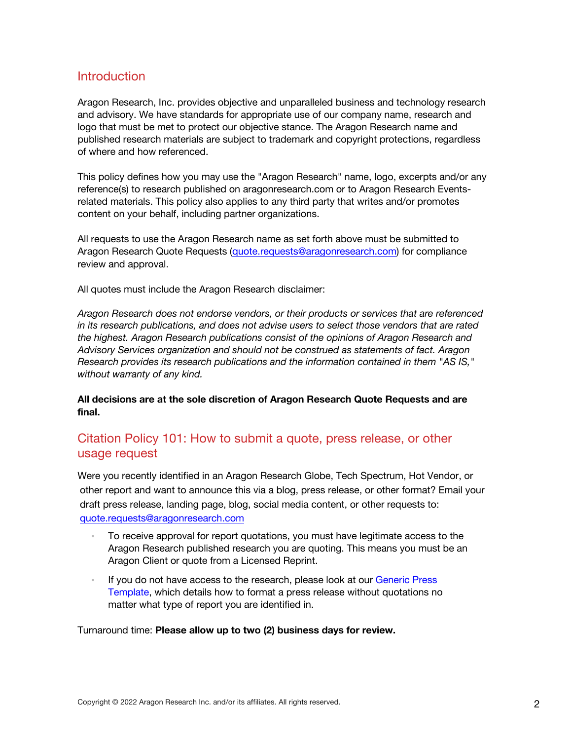## Introduction

Aragon Research, Inc. provides objective and unparalleled business and technology research and advisory. We have standards for appropriate use of our company name, research and logo that must be met to protect our objective stance. The Aragon Research name and published research materials are subject to trademark and copyright protections, regardless of where and how referenced.

This policy defines how you may use the "Aragon Research" name, logo, excerpts and/or any reference(s) to research published on aragonresearch.com or to Aragon Research Events-related materials. This policy also applies to any third party that writes and/or promotes content on your behalf, including partner organizations.

All requests to use the Aragon Research name as set forth above must be submitted to Aragon Research Quote Requests (quote.requests@aragonresearch.com) for compliance review and approval.

All quotes must include the Aragon Research disclaimer:

*Aragon Research does not endorse vendors, or their products or services that are referenced in its research publications, and does not advise users to select those vendors that are rated the highest. Aragon Research publications consist of the opinions of Aragon Research and Advisory Services organization and should not be construed as statements of fact. Aragon Research provides its research publications and the information contained in them "AS IS," without warranty of any kind.*

**All decisions are at the sole discretion of Aragon Research Quote Requests and are final.**

## Citation Policy 101: How to submit a quote, press release, or other usage request

Were you recently identified in an Aragon Research Globe, Tech Spectrum, Hot Vendor, or other report and want to announce this via a blog, press release, or other format? Email your draft press release, landing page, blog, social media content, or other requests to: quote.requests@aragonresearch.com

- To receive approval for report quotations, you must have legitimate access to the Aragon Research published research you are quoting. This means you must be an Aragon Client or quote from a Licensed Reprint.
- If you do not have access to the research, please look at our Generic Press Template, which details how to format a press release without quotations no matter what type of report you are identified in.

Turnaround time: **Please allow up to two (2) business days for review.**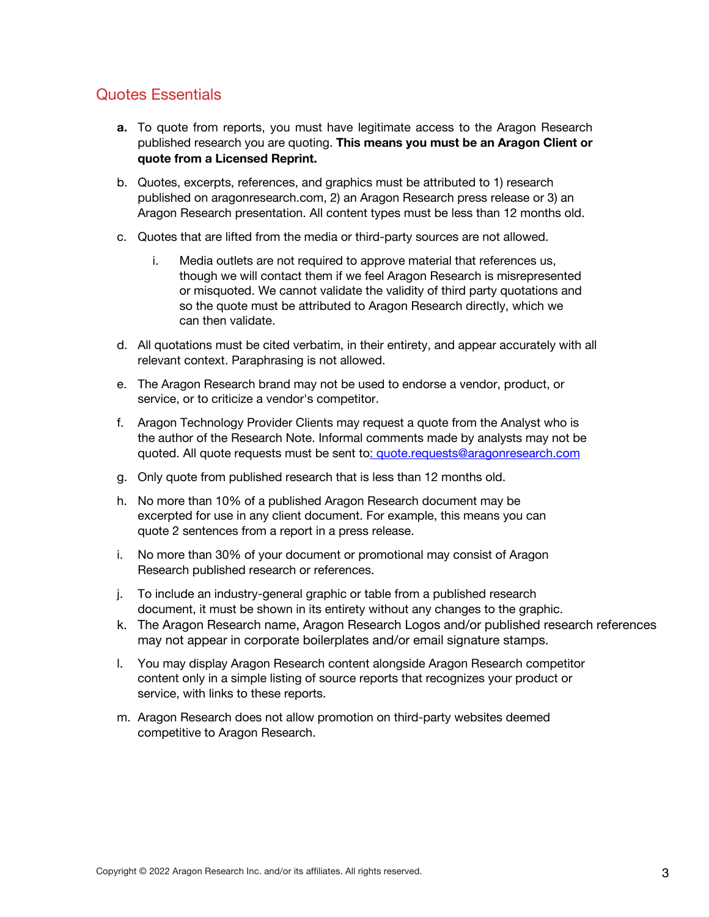## Quotes Essentials

a. To quote from reports, you must have legitimate access to the Aragon Research published research you are quoting. **This means you must be an Aragon Client or quote from a Licensed Reprint.**

b. Quotes, excerpts, references, and graphics must be attributed to 1) research published on aragonresearch.com, 2) an Aragon Research press release or 3) an Aragon Research presentation. All content types must be less than 12 months old.

c. Quotes that are lifted from the media or third-party sources are not allowed.

    i. Media outlets are not required to approve material that references us, though we will contact them if we feel Aragon Research is misrepresented or misquoted. We cannot validate the validity of third party quotations and so the quote must be attributed to Aragon Research directly, which we can then validate.

d. All quotations must be cited verbatim, in their entirety, and appear accurately with all relevant context. Paraphrasing is not allowed.

e. The Aragon Research brand may not be used to endorse a vendor, product, or service, or to criticize a vendor's competitor.

f. Aragon Technology Provider Clients may request a quote from the Analyst who is the author of the Research Note. Informal comments made by analysts may not be quoted. All quote requests must be sent to: quote.requests@aragonresearch.com

g. Only quote from published research that is less than 12 months old.

h. No more than 10% of a published Aragon Research document may be excerpted for use in any client document. For example, this means you can quote 2 sentences from a report in a press release.

i. No more than 30% of your document or promotional may consist of Aragon Research published research or references.

j. To include an industry-general graphic or table from a published research document, it must be shown in its entirety without any changes to the graphic.

k. The Aragon Research name, Aragon Research Logos and/or published research references may not appear in corporate boilerplates and/or email signature stamps.

l. You may display Aragon Research content alongside Aragon Research competitor content only in a simple listing of source reports that recognizes your product or service, with links to these reports.

m. Aragon Research does not allow promotion on third-party websites deemed competitive to Aragon Research.

Copyright © 2022 Aragon Research Inc. and/or its affiliates. All rights reserved.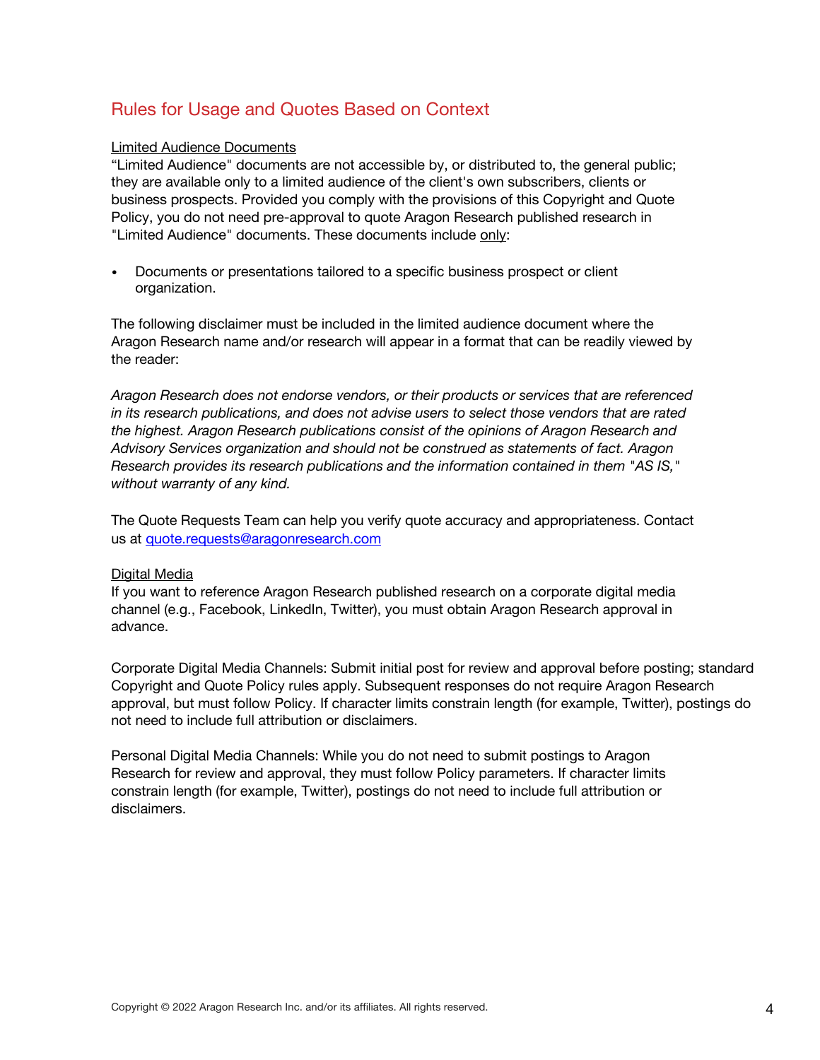## Rules for Usage and Quotes Based on Context

Limited Audience Documents

“Limited Audience" documents are not accessible by, or distributed to, the general public; they are available only to a limited audience of the client's own subscribers, clients or business prospects. Provided you comply with the provisions of this Copyright and Quote Policy, you do not need pre-approval to quote Aragon Research published research in "Limited Audience" documents. These documents include only:

- Documents or presentations tailored to a specific business prospect or client organization.

The following disclaimer must be included in the limited audience document where the Aragon Research name and/or research will appear in a format that can be readily viewed by the reader:

*Aragon Research does not endorse vendors, or their products or services that are referenced in its research publications, and does not advise users to select those vendors that are rated the highest. Aragon Research publications consist of the opinions of Aragon Research and Advisory Services organization and should not be construed as statements of fact. Aragon Research provides its research publications and the information contained in them "AS IS," without warranty of any kind.*

The Quote Requests Team can help you verify quote accuracy and appropriateness. Contact us at quote.requests@aragonresearch.com

Digital Media

If you want to reference Aragon Research published research on a corporate digital media channel (e.g., Facebook, LinkedIn, Twitter), you must obtain Aragon Research approval in advance.

Corporate Digital Media Channels: Submit initial post for review and approval before posting; standard Copyright and Quote Policy rules apply. Subsequent responses do not require Aragon Research approval, but must follow Policy. If character limits constrain length (for example, Twitter), postings do not need to include full attribution or disclaimers.

Personal Digital Media Channels: While you do not need to submit postings to Aragon Research for review and approval, they must follow Policy parameters. If character limits constrain length (for example, Twitter), postings do not need to include full attribution or disclaimers.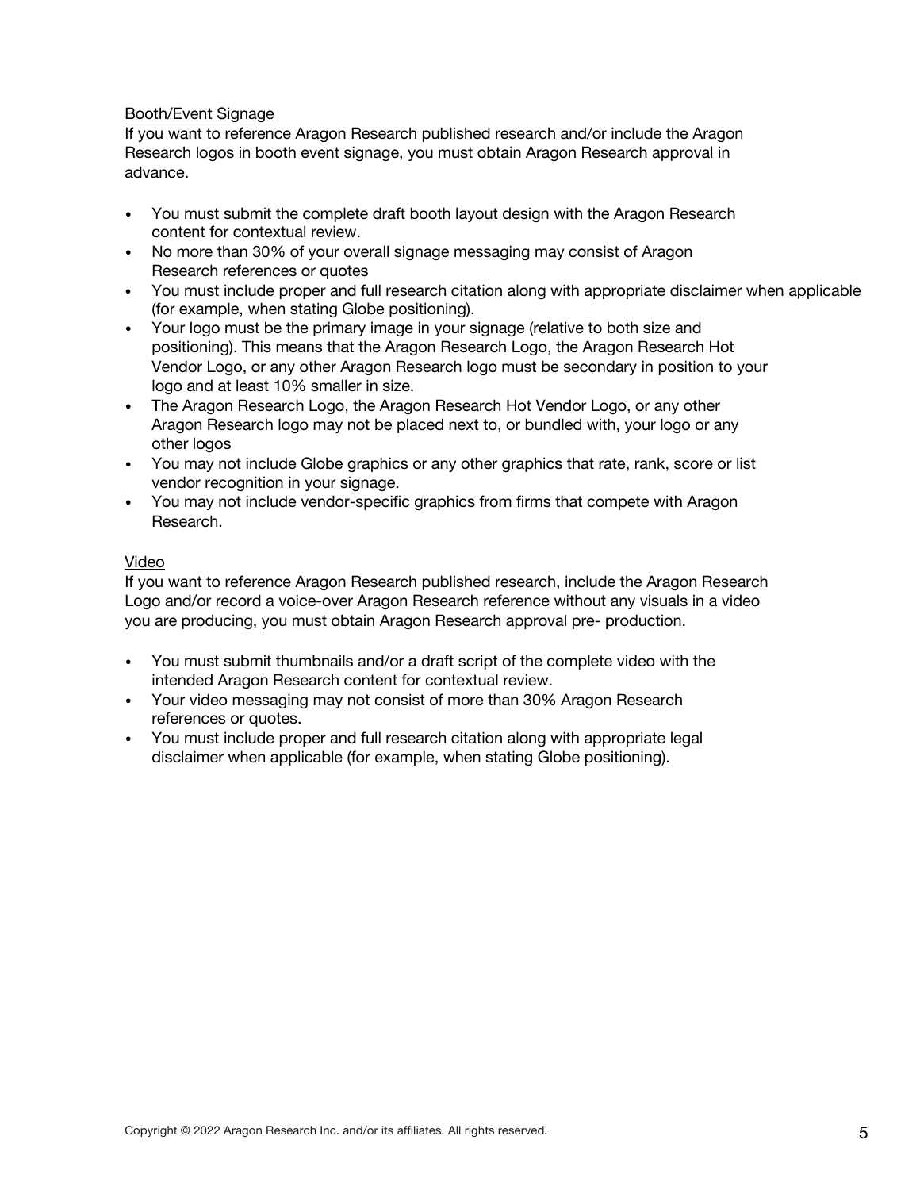Booth/Event Signage

If you want to reference Aragon Research published research and/or include the Aragon Research logos in booth event signage, you must obtain Aragon Research approval in advance.

- You must submit the complete draft booth layout design with the Aragon Research content for contextual review.
- No more than 30% of your overall signage messaging may consist of Aragon Research references or quotes
- You must include proper and full research citation along with appropriate disclaimer when applicable (for example, when stating Globe positioning).
- Your logo must be the primary image in your signage (relative to both size and positioning). This means that the Aragon Research Logo, the Aragon Research Hot Vendor Logo, or any other Aragon Research logo must be secondary in position to your logo and at least 10% smaller in size.
- The Aragon Research Logo, the Aragon Research Hot Vendor Logo, or any other Aragon Research logo may not be placed next to, or bundled with, your logo or any other logos
- You may not include Globe graphics or any other graphics that rate, rank, score or list vendor recognition in your signage.
- You may not include vendor-specific graphics from firms that compete with Aragon Research.

Video

If you want to reference Aragon Research published research, include the Aragon Research Logo and/or record a voice-over Aragon Research reference without any visuals in a video you are producing, you must obtain Aragon Research approval pre- production.

- You must submit thumbnails and/or a draft script of the complete video with the intended Aragon Research content for contextual review.
- Your video messaging may not consist of more than 30% Aragon Research references or quotes.
- You must include proper and full research citation along with appropriate legal disclaimer when applicable (for example, when stating Globe positioning).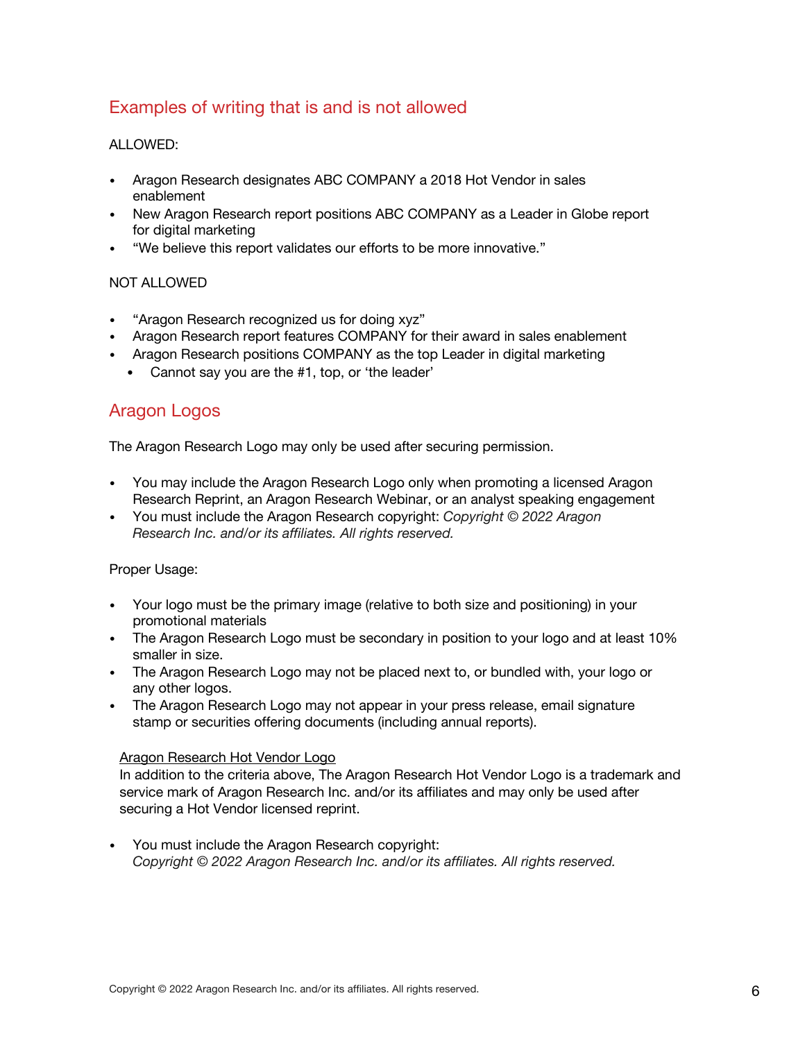## Examples of writing that is and is not allowed

ALLOWED:

- Aragon Research designates ABC COMPANY a 2018 Hot Vendor in sales enablement
- New Aragon Research report positions ABC COMPANY as a Leader in Globe report for digital marketing
- "We believe this report validates our efforts to be more innovative."

NOT ALLOWED

- "Aragon Research recognized us for doing xyz"
- Aragon Research report features COMPANY for their award in sales enablement
- Aragon Research positions COMPANY as the top Leader in digital marketing
  - Cannot say you are the #1, top, or 'the leader'

## Aragon Logos

The Aragon Research Logo may only be used after securing permission.

- You may include the Aragon Research Logo only when promoting a licensed Aragon Research Reprint, an Aragon Research Webinar, or an analyst speaking engagement
- You must include the Aragon Research copyright: *Copyright © 2022 Aragon Research Inc. and/or its affiliates. All rights reserved.*

Proper Usage:

- Your logo must be the primary image (relative to both size and positioning) in your promotional materials
- The Aragon Research Logo must be secondary in position to your logo and at least 10% smaller in size.
- The Aragon Research Logo may not be placed next to, or bundled with, your logo or any other logos.
- The Aragon Research Logo may not appear in your press release, email signature stamp or securities offering documents (including annual reports).

<u>Aragon Research Hot Vendor Logo</u>

In addition to the criteria above, The Aragon Research Hot Vendor Logo is a trademark and service mark of Aragon Research Inc. and/or its affiliates and may only be used after securing a Hot Vendor licensed reprint.

- You must include the Aragon Research copyright:
  *Copyright © 2022 Aragon Research Inc. and/or its affiliates. All rights reserved.*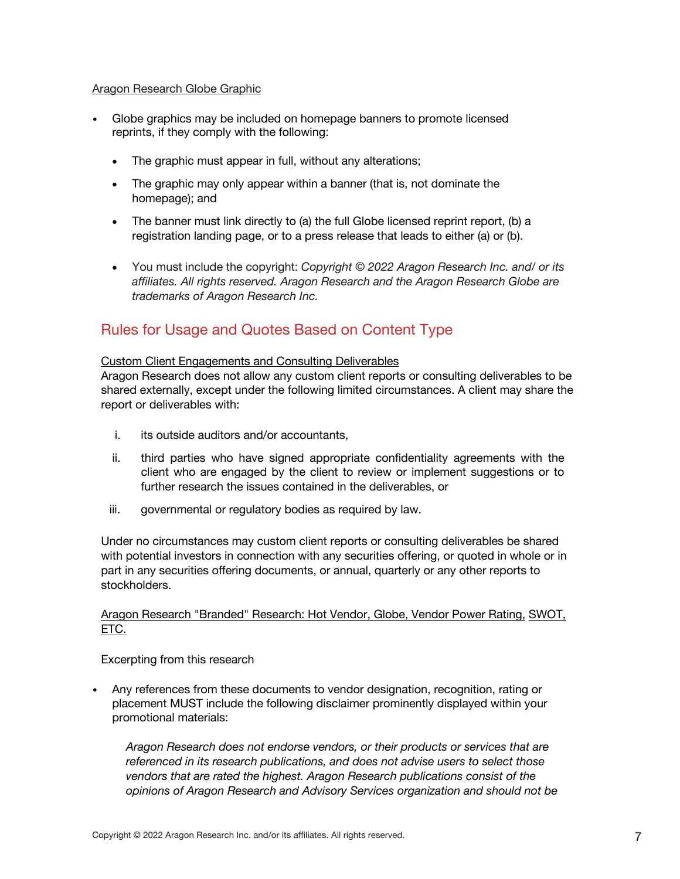<u>Aragon Research Globe Graphic</u>

- Globe graphics may be included on homepage banners to promote licensed reprints, if they comply with the following:
  - The graphic must appear in full, without any alterations;
  - The graphic may only appear within a banner (that is, not dominate the homepage); and
  - The banner must link directly to (a) the full Globe licensed reprint report, (b) a registration landing page, or to a press release that leads to either (a) or (b).
  - You must include the copyright: *Copyright © 2022 Aragon Research Inc. and/ or its affiliates. All rights reserved. Aragon Research and the Aragon Research Globe are trademarks of Aragon Research Inc.*

## Rules for Usage and Quotes Based on Content Type

<u>Custom Client Engagements and Consulting Deliverables</u>
Aragon Research does not allow any custom client reports or consulting deliverables to be shared externally, except under the following limited circumstances. A client may share the report or deliverables with:

i. its outside auditors and/or accountants,

ii. third parties who have signed appropriate confidentiality agreements with the client who are engaged by the client to review or implement suggestions or to further research the issues contained in the deliverables, or

iii. governmental or regulatory bodies as required by law.

Under no circumstances may custom client reports or consulting deliverables be shared with potential investors in connection with any securities offering, or quoted in whole or in part in any securities offering documents, or annual, quarterly or any other reports to stockholders.

<u>Aragon Research "Branded" Research: Hot Vendor, Globe, Vendor Power Rating, SWOT, ETC.</u>

Excerpting from this research

- Any references from these documents to vendor designation, recognition, rating or placement MUST include the following disclaimer prominently displayed within your promotional materials:

  *Aragon Research does not endorse vendors, or their products or services that are referenced in its research publications, and does not advise users to select those vendors that are rated the highest. Aragon Research publications consist of the opinions of Aragon Research and Advisory Services organization and should not be*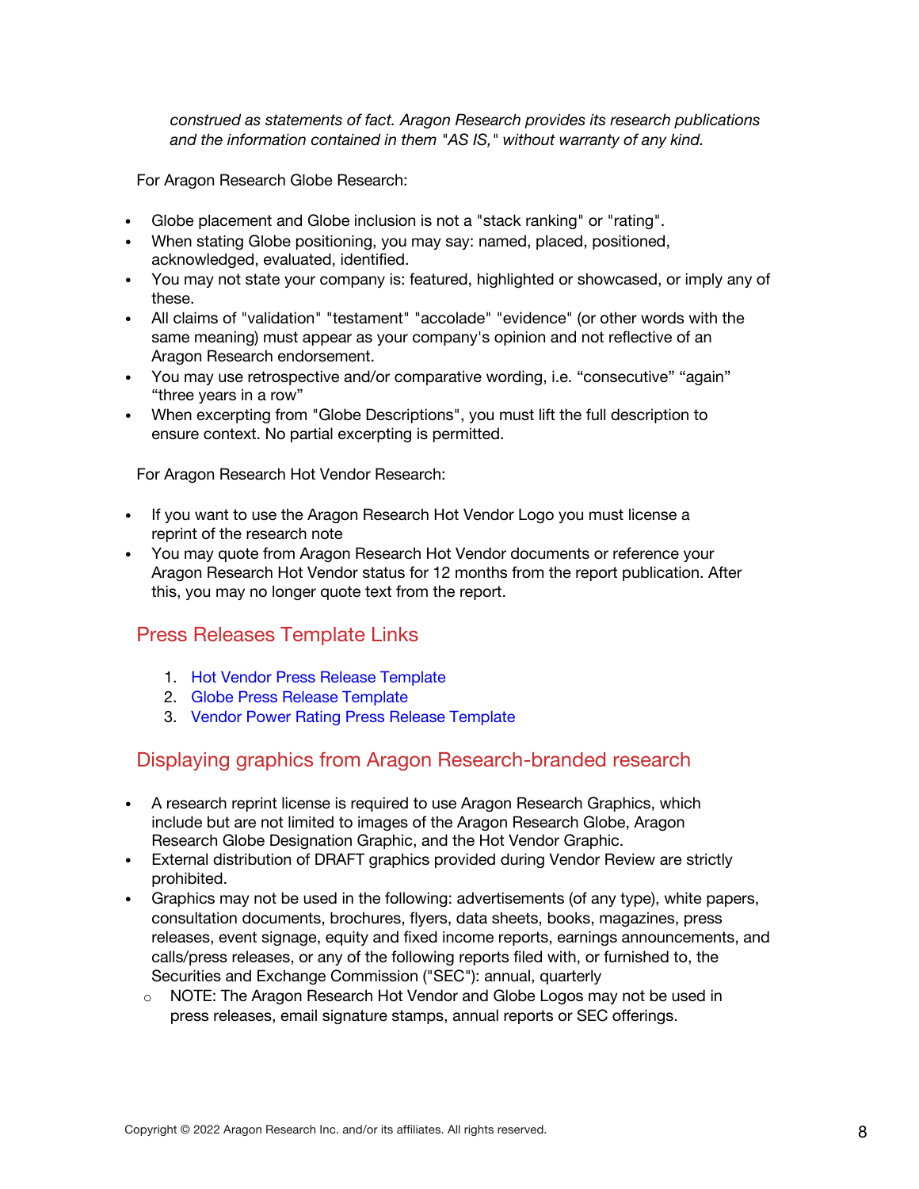*construed as statements of fact. Aragon Research provides its research publications and the information contained in them "AS IS," without warranty of any kind.*

For Aragon Research Globe Research:

- Globe placement and Globe inclusion is not a "stack ranking" or "rating".
- When stating Globe positioning, you may say: named, placed, positioned, acknowledged, evaluated, identified.
- You may not state your company is: featured, highlighted or showcased, or imply any of these.
- All claims of "validation" "testament" "accolade" "evidence" (or other words with the same meaning) must appear as your company's opinion and not reflective of an Aragon Research endorsement.
- You may use retrospective and/or comparative wording, i.e. "consecutive" "again" "three years in a row"
- When excerpting from "Globe Descriptions", you must lift the full description to ensure context. No partial excerpting is permitted.

For Aragon Research Hot Vendor Research:

- If you want to use the Aragon Research Hot Vendor Logo you must license a reprint of the research note
- You may quote from Aragon Research Hot Vendor documents or reference your Aragon Research Hot Vendor status for 12 months from the report publication. After this, you may no longer quote text from the report.

## Press Releases Template Links

1. Hot Vendor Press Release Template
2. Globe Press Release Template
3. Vendor Power Rating Press Release Template

## Displaying graphics from Aragon Research-branded research

- A research reprint license is required to use Aragon Research Graphics, which include but are not limited to images of the Aragon Research Globe, Aragon Research Globe Designation Graphic, and the Hot Vendor Graphic.
- External distribution of DRAFT graphics provided during Vendor Review are strictly prohibited.
- Graphics may not be used in the following: advertisements (of any type), white papers, consultation documents, brochures, flyers, data sheets, books, magazines, press releases, event signage, equity and fixed income reports, earnings announcements, and calls/press releases, or any of the following reports filed with, or furnished to, the Securities and Exchange Commission ("SEC"): annual, quarterly
  - NOTE: The Aragon Research Hot Vendor and Globe Logos may not be used in press releases, email signature stamps, annual reports or SEC offerings.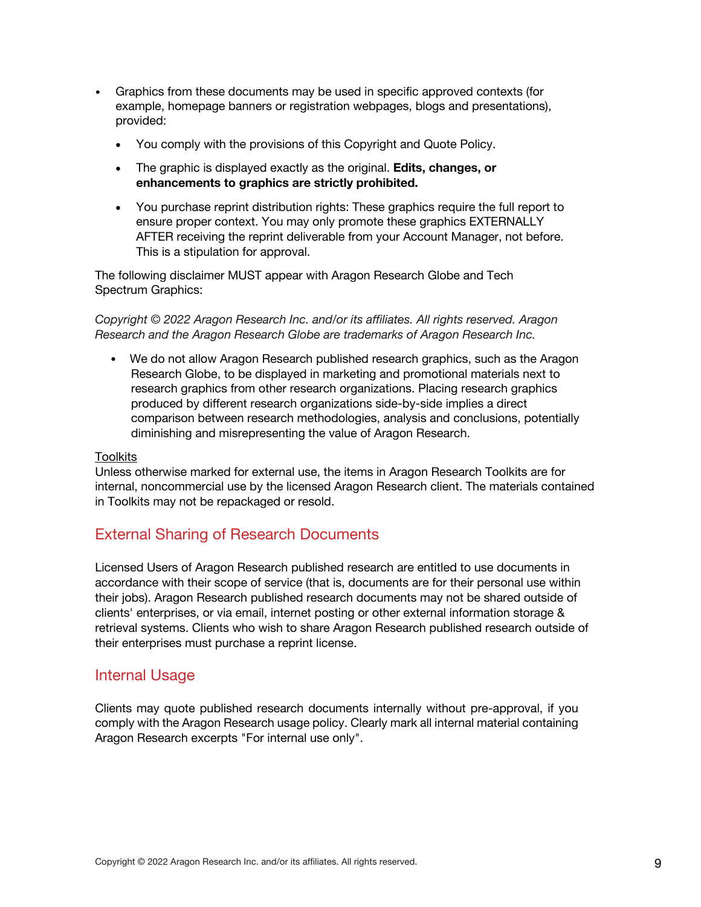- Graphics from these documents may be used in specific approved contexts (for example, homepage banners or registration webpages, blogs and presentations), provided:
  - You comply with the provisions of this Copyright and Quote Policy.
  - The graphic is displayed exactly as the original. **Edits, changes, or enhancements to graphics are strictly prohibited.**
  - You purchase reprint distribution rights: These graphics require the full report to ensure proper context. You may only promote these graphics EXTERNALLY AFTER receiving the reprint deliverable from your Account Manager, not before. This is a stipulation for approval.

The following disclaimer MUST appear with Aragon Research Globe and Tech Spectrum Graphics:

*Copyright © 2022 Aragon Research Inc. and/or its affiliates. All rights reserved. Aragon Research and the Aragon Research Globe are trademarks of Aragon Research Inc.*

- We do not allow Aragon Research published research graphics, such as the Aragon Research Globe, to be displayed in marketing and promotional materials next to research graphics from other research organizations. Placing research graphics produced by different research organizations side-by-side implies a direct comparison between research methodologies, analysis and conclusions, potentially diminishing and misrepresenting the value of Aragon Research.

Toolkits

Unless otherwise marked for external use, the items in Aragon Research Toolkits are for internal, noncommercial use by the licensed Aragon Research client. The materials contained in Toolkits may not be repackaged or resold.

## External Sharing of Research Documents

Licensed Users of Aragon Research published research are entitled to use documents in accordance with their scope of service (that is, documents are for their personal use within their jobs). Aragon Research published research documents may not be shared outside of clients' enterprises, or via email, internet posting or other external information storage & retrieval systems. Clients who wish to share Aragon Research published research outside of their enterprises must purchase a reprint license.

## Internal Usage

Clients may quote published research documents internally without pre-approval, if you comply with the Aragon Research usage policy. Clearly mark all internal material containing Aragon Research excerpts "For internal use only".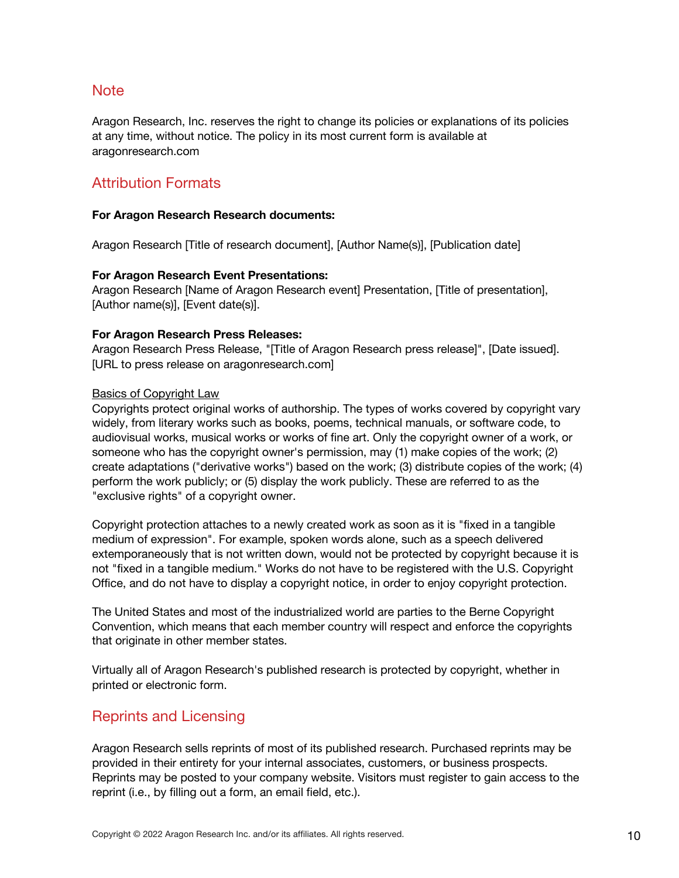## Note

Aragon Research, Inc. reserves the right to change its policies or explanations of its policies at any time, without notice. The policy in its most current form is available at aragonresearch.com

## Attribution Formats

**For Aragon Research Research documents:**

Aragon Research [Title of research document], [Author Name(s)], [Publication date]

**For Aragon Research Event Presentations:**
Aragon Research [Name of Aragon Research event] Presentation, [Title of presentation], [Author name(s)], [Event date(s)].

**For Aragon Research Press Releases:**
Aragon Research Press Release, "[Title of Aragon Research press release]", [Date issued]. [URL to press release on aragonresearch.com]

<u>Basics of Copyright Law</u>
Copyrights protect original works of authorship. The types of works covered by copyright vary widely, from literary works such as books, poems, technical manuals, or software code, to audiovisual works, musical works or works of fine art. Only the copyright owner of a work, or someone who has the copyright owner's permission, may (1) make copies of the work; (2) create adaptations ("derivative works") based on the work; (3) distribute copies of the work; (4) perform the work publicly; or (5) display the work publicly. These are referred to as the "exclusive rights" of a copyright owner.

Copyright protection attaches to a newly created work as soon as it is "fixed in a tangible medium of expression". For example, spoken words alone, such as a speech delivered extemporaneously that is not written down, would not be protected by copyright because it is not "fixed in a tangible medium." Works do not have to be registered with the U.S. Copyright Office, and do not have to display a copyright notice, in order to enjoy copyright protection.

The United States and most of the industrialized world are parties to the Berne Copyright Convention, which means that each member country will respect and enforce the copyrights that originate in other member states.

Virtually all of Aragon Research's published research is protected by copyright, whether in printed or electronic form.

## Reprints and Licensing

Aragon Research sells reprints of most of its published research. Purchased reprints may be provided in their entirety for your internal associates, customers, or business prospects. Reprints may be posted to your company website. Visitors must register to gain access to the reprint (i.e., by filling out a form, an email field, etc.).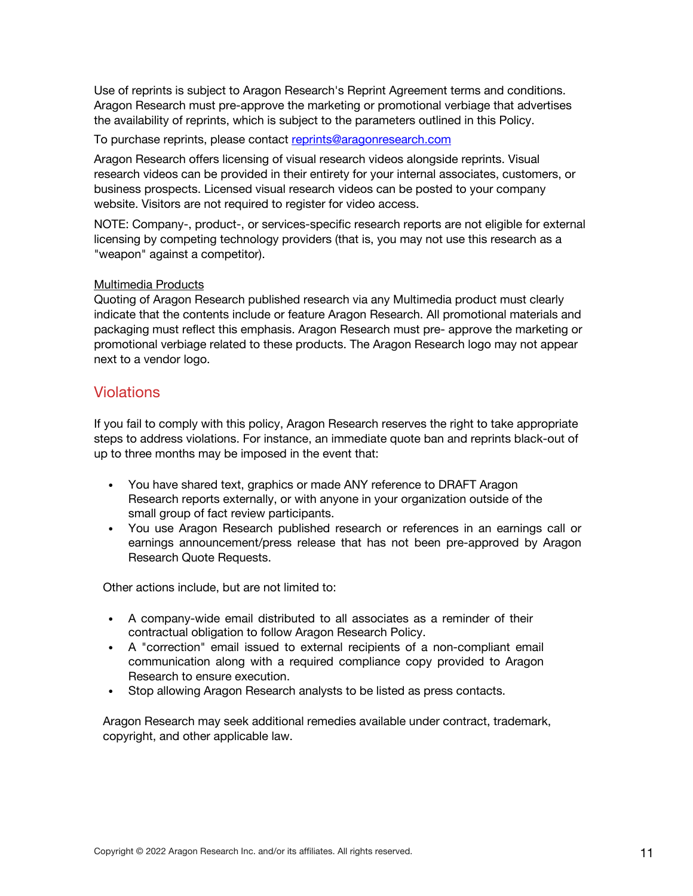Use of reprints is subject to Aragon Research's Reprint Agreement terms and conditions. Aragon Research must pre-approve the marketing or promotional verbiage that advertises the availability of reprints, which is subject to the parameters outlined in this Policy.

To purchase reprints, please contact [reprints@aragonresearch.com](mailto:reprints@aragonresearch.com)

Aragon Research offers licensing of visual research videos alongside reprints. Visual research videos can be provided in their entirety for your internal associates, customers, or business prospects. Licensed visual research videos can be posted to your company website. Visitors are not required to register for video access.

NOTE: Company-, product-, or services-specific research reports are not eligible for external licensing by competing technology providers (that is, you may not use this research as a "weapon" against a competitor).

Multimedia Products

Quoting of Aragon Research published research via any Multimedia product must clearly indicate that the contents include or feature Aragon Research. All promotional materials and packaging must reflect this emphasis. Aragon Research must pre- approve the marketing or promotional verbiage related to these products. The Aragon Research logo may not appear next to a vendor logo.

## Violations

If you fail to comply with this policy, Aragon Research reserves the right to take appropriate steps to address violations. For instance, an immediate quote ban and reprints black-out of up to three months may be imposed in the event that:

- You have shared text, graphics or made ANY reference to DRAFT Aragon Research reports externally, or with anyone in your organization outside of the small group of fact review participants.
- You use Aragon Research published research or references in an earnings call or earnings announcement/press release that has not been pre-approved by Aragon Research Quote Requests.

Other actions include, but are not limited to:

- A company-wide email distributed to all associates as a reminder of their contractual obligation to follow Aragon Research Policy.
- A "correction" email issued to external recipients of a non-compliant email communication along with a required compliance copy provided to Aragon Research to ensure execution.
- Stop allowing Aragon Research analysts to be listed as press contacts.

Aragon Research may seek additional remedies available under contract, trademark, copyright, and other applicable law.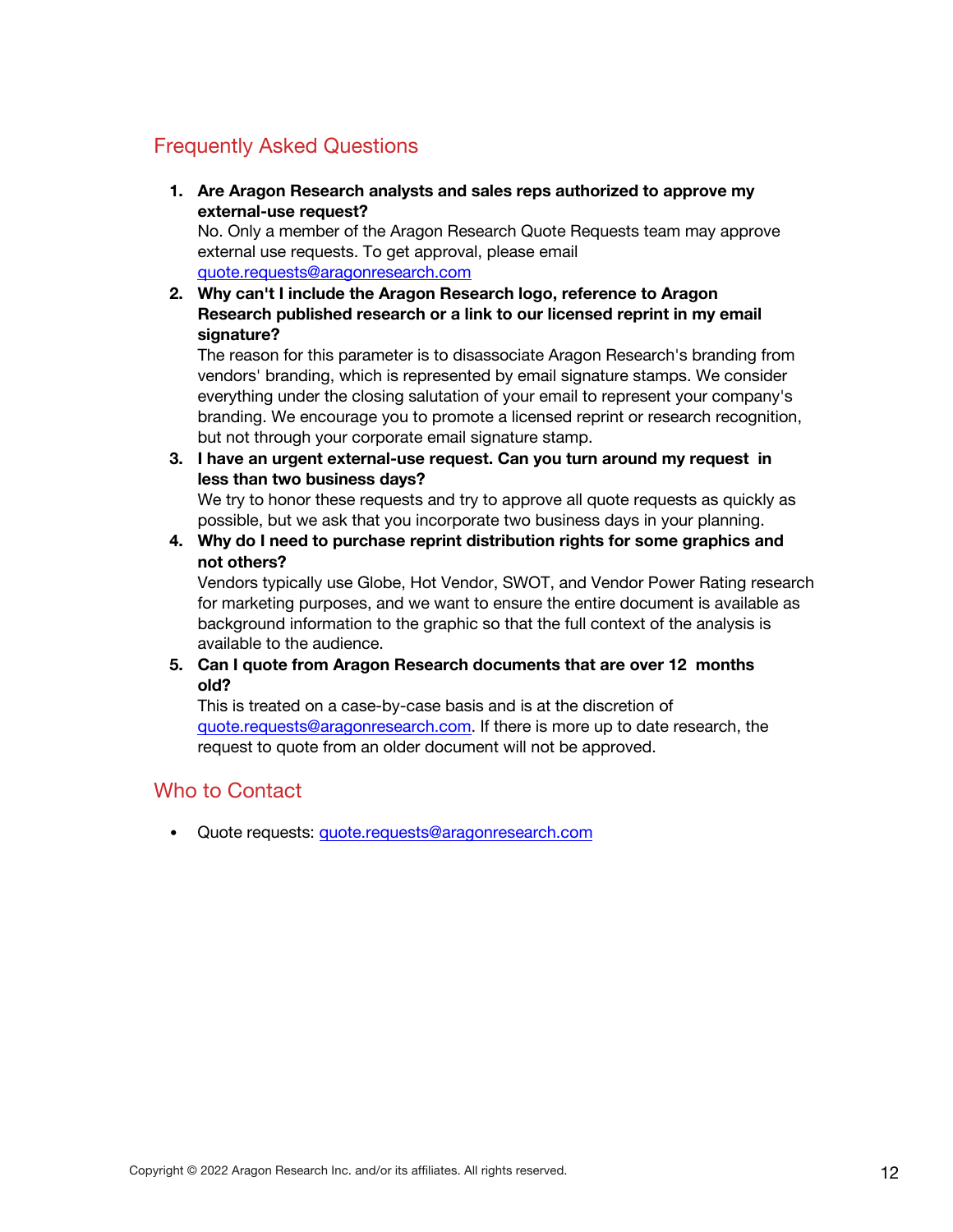## Frequently Asked Questions

1. **Are Aragon Research analysts and sales reps authorized to approve my external-use request?**
   No. Only a member of the Aragon Research Quote Requests team may approve external use requests. To get approval, please email quote.requests@aragonresearch.com
2. **Why can't I include the Aragon Research logo, reference to Aragon Research published research or a link to our licensed reprint in my email signature?**
   The reason for this parameter is to disassociate Aragon Research's branding from vendors' branding, which is represented by email signature stamps. We consider everything under the closing salutation of your email to represent your company's branding. We encourage you to promote a licensed reprint or research recognition, but not through your corporate email signature stamp.
3. **I have an urgent external-use request. Can you turn around my request in less than two business days?**
   We try to honor these requests and try to approve all quote requests as quickly as possible, but we ask that you incorporate two business days in your planning.
4. **Why do I need to purchase reprint distribution rights for some graphics and not others?**
   Vendors typically use Globe, Hot Vendor, SWOT, and Vendor Power Rating research for marketing purposes, and we want to ensure the entire document is available as background information to the graphic so that the full context of the analysis is available to the audience.
5. **Can I quote from Aragon Research documents that are over 12 months old?**
   This is treated on a case-by-case basis and is at the discretion of quote.requests@aragonresearch.com. If there is more up to date research, the request to quote from an older document will not be approved.

## Who to Contact

- Quote requests: quote.requests@aragonresearch.com

Copyright © 2022 Aragon Research Inc. and/or its affiliates. All rights reserved.